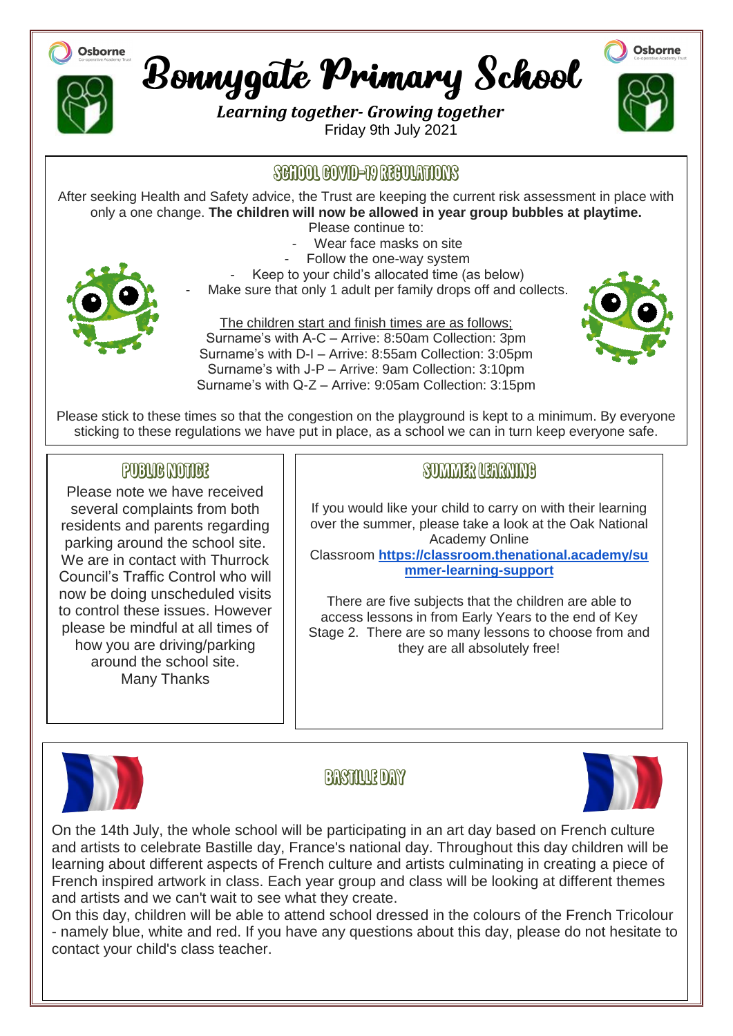# Bonnygate Primary School

***Learning together- Growing together***

Friday 9th July 2021

## SCHOOL COVID-19 REGULATIONS

After seeking Health and Safety advice, the Trust are keeping the current risk assessment in place with only a one change. **The children will now be allowed in year group bubbles at playtime.**

Please continue to:

- Wear face masks on site
- Follow the one-way system
- Keep to your child's allocated time (as below)
- Make sure that only 1 adult per family drops off and collects.

The children start and finish times are as follows;

Surname's with A-C – Arrive: 8:50am Collection: 3pm
Surname's with D-I – Arrive: 8:55am Collection: 3:05pm
Surname's with J-P – Arrive: 9am Collection: 3:10pm
Surname's with Q-Z – Arrive: 9:05am Collection: 3:15pm

Please stick to these times so that the congestion on the playground is kept to a minimum. By everyone sticking to these regulations we have put in place, as a school we can in turn keep everyone safe.

## PUBLIC NOTICE

Please note we have received several complaints from both residents and parents regarding parking around the school site. We are in contact with Thurrock Council's Traffic Control who will now be doing unscheduled visits to control these issues. However please be mindful at all times of how you are driving/parking around the school site.

Many Thanks

## SUMMER LEARNING

If you would like your child to carry on with their learning over the summer, please take a look at the Oak National Academy Online Classroom **https://classroom.thenational.academy/summer-learning-support**

There are five subjects that the children are able to access lessons in from Early Years to the end of Key Stage 2. There are so many lessons to choose from and they are all absolutely free!

## BASTILLE DAY

On the 14th July, the whole school will be participating in an art day based on French culture and artists to celebrate Bastille day, France's national day. Throughout this day children will be learning about different aspects of French culture and artists culminating in creating a piece of French inspired artwork in class. Each year group and class will be looking at different themes and artists and we can't wait to see what they create.

On this day, children will be able to attend school dressed in the colours of the French Tricolour - namely blue, white and red. If you have any questions about this day, please do not hesitate to contact your child's class teacher.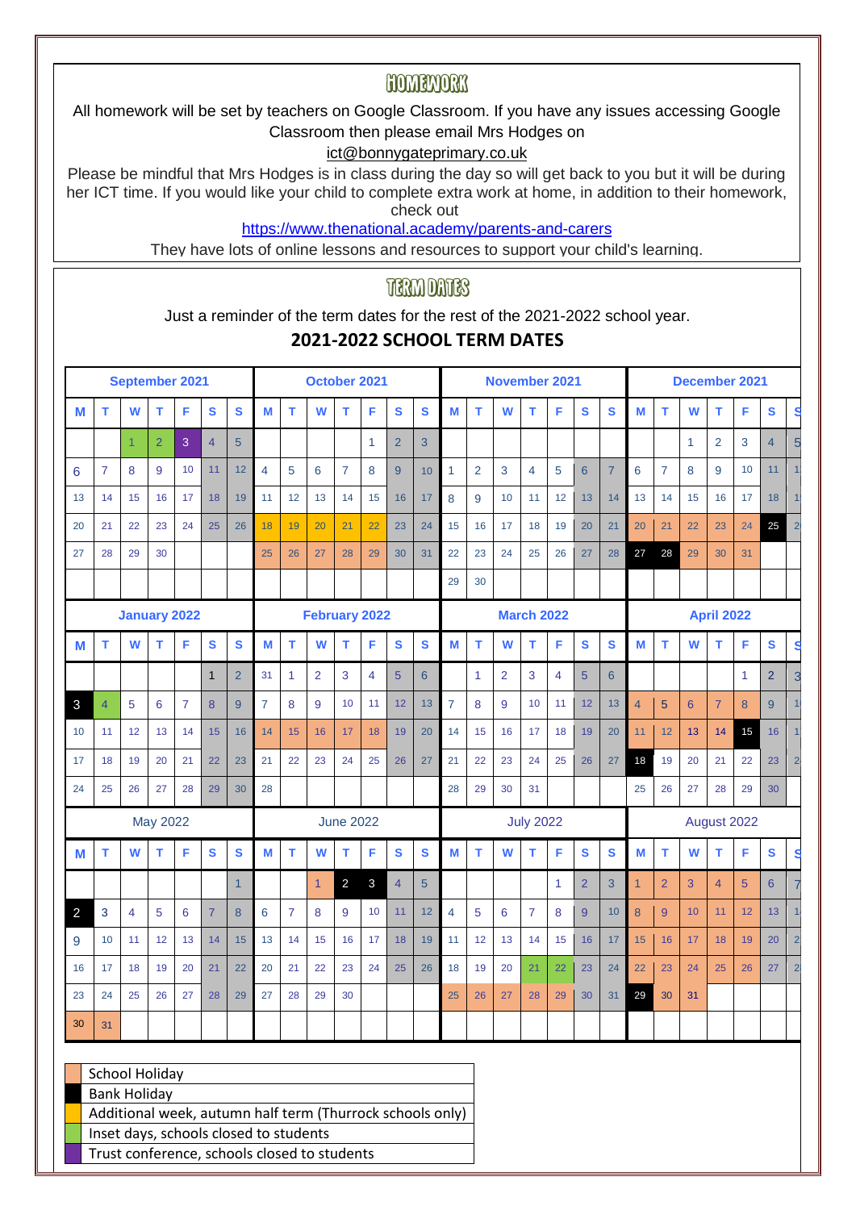## HOMEWORK

All homework will be set by teachers on Google Classroom. If you have any issues accessing Google Classroom then please email Mrs Hodges on

ict@bonnygateprimary.co.uk

Please be mindful that Mrs Hodges is in class during the day so will get back to you but it will be during her ICT time. If you would like your child to complete extra work at home, in addition to their homework, check out

https://www.thenational.academy/parents-and-carers

They have lots of online lessons and resources to support your child's learning.

## TERM DATES

Just a reminder of the term dates for the rest of the 2021-2022 school year.

### 2021-2022 SCHOOL TERM DATES

**September 2021**

| M | T | W | T | F | S | S |
|---|---|---|---|---|---|---|
| | | 1 | 2 | 3 | 4 | 5 |
| 6 | 7 | 8 | 9 | 10 | 11 | 12 |
| 13 | 14 | 15 | 16 | 17 | 18 | 19 |
| 20 | 21 | 22 | 23 | 24 | 25 | 26 |
| 27 | 28 | 29 | 30 | | | |

**October 2021**

| M | T | W | T | F | S | S |
|---|---|---|---|---|---|---|
| | | | | 1 | 2 | 3 |
| 4 | 5 | 6 | 7 | 8 | 9 | 10 |
| 11 | 12 | 13 | 14 | 15 | 16 | 17 |
| 18 | 19 | 20 | 21 | 22 | 23 | 24 |
| 25 | 26 | 27 | 28 | 29 | 30 | 31 |

**November 2021**

| M | T | W | T | F | S | S |
|---|---|---|---|---|---|---|
| 1 | 2 | 3 | 4 | 5 | 6 | 7 |
| 8 | 9 | 10 | 11 | 12 | 13 | 14 |
| 15 | 16 | 17 | 18 | 19 | 20 | 21 |
| 22 | 23 | 24 | 25 | 26 | 27 | 28 |
| 29 | 30 | | | | | |

**December 2021**

| M | T | W | T | F | S | S |
|---|---|---|---|---|---|---|
| | | 1 | 2 | 3 | 4 | 5 |
| 6 | 7 | 8 | 9 | 10 | 11 | 12 |
| 13 | 14 | 15 | 16 | 17 | 18 | 19 |
| 20 | 21 | 22 | 23 | 24 | 25 | 26 |
| 27 | 28 | 29 | 30 | 31 | | |

**January 2022**

| M | T | W | T | F | S | S |
|---|---|---|---|---|---|---|
| | | | | | 1 | 2 |
| 3 | 4 | 5 | 6 | 7 | 8 | 9 |
| 10 | 11 | 12 | 13 | 14 | 15 | 16 |
| 17 | 18 | 19 | 20 | 21 | 22 | 23 |
| 24 | 25 | 26 | 27 | 28 | 29 | 30 |

**February 2022**

| M | T | W | T | F | S | S |
|---|---|---|---|---|---|---|
| 31 | 1 | 2 | 3 | 4 | 5 | 6 |
| 7 | 8 | 9 | 10 | 11 | 12 | 13 |
| 14 | 15 | 16 | 17 | 18 | 19 | 20 |
| 21 | 22 | 23 | 24 | 25 | 26 | 27 |
| 28 | | | | | | |

**March 2022**

| M | T | W | T | F | S | S |
|---|---|---|---|---|---|---|
| | 1 | 2 | 3 | 4 | 5 | 6 |
| 7 | 8 | 9 | 10 | 11 | 12 | 13 |
| 14 | 15 | 16 | 17 | 18 | 19 | 20 |
| 21 | 22 | 23 | 24 | 25 | 26 | 27 |
| 28 | 29 | 30 | 31 | | | |

**April 2022**

| M | T | W | T | F | S | S |
|---|---|---|---|---|---|---|
| | | | | 1 | 2 | 3 |
| 4 | 5 | 6 | 7 | 8 | 9 | 10 |
| 11 | 12 | 13 | 14 | 15 | 16 | 17 |
| 18 | 19 | 20 | 21 | 22 | 23 | 24 |
| 25 | 26 | 27 | 28 | 29 | 30 | |

**May 2022**

| M | T | W | T | F | S | S |
|---|---|---|---|---|---|---|
| | | | | | | 1 |
| 2 | 3 | 4 | 5 | 6 | 7 | 8 |
| 9 | 10 | 11 | 12 | 13 | 14 | 15 |
| 16 | 17 | 18 | 19 | 20 | 21 | 22 |
| 23 | 24 | 25 | 26 | 27 | 28 | 29 |
| 30 | 31 | | | | | |

**June 2022**

| M | T | W | T | F | S | S |
|---|---|---|---|---|---|---|
| | | 1 | 2 | 3 | 4 | 5 |
| 6 | 7 | 8 | 9 | 10 | 11 | 12 |
| 13 | 14 | 15 | 16 | 17 | 18 | 19 |
| 20 | 21 | 22 | 23 | 24 | 25 | 26 |
| 27 | 28 | 29 | 30 | | | |

**July 2022**

| M | T | W | T | F | S | S |
|---|---|---|---|---|---|---|
| | | | | 1 | 2 | 3 |
| 4 | 5 | 6 | 7 | 8 | 9 | 10 |
| 11 | 12 | 13 | 14 | 15 | 16 | 17 |
| 18 | 19 | 20 | 21 | 22 | 23 | 24 |
| 25 | 26 | 27 | 28 | 29 | 30 | 31 |

**August 2022**

| M | T | W | T | F | S | S |
|---|---|---|---|---|---|---|
| 1 | 2 | 3 | 4 | 5 | 6 | 7 |
| 8 | 9 | 10 | 11 | 12 | 13 | 14 |
| 15 | 16 | 17 | 18 | 19 | 20 | 21 |
| 22 | 23 | 24 | 25 | 26 | 27 | 28 |
| 29 | 30 | 31 | | | | |

| Key |
|---|
| School Holiday |
| Bank Holiday |
| Additional week, autumn half term (Thurrock schools only) |
| Inset days, schools closed to students |
| Trust conference, schools closed to students |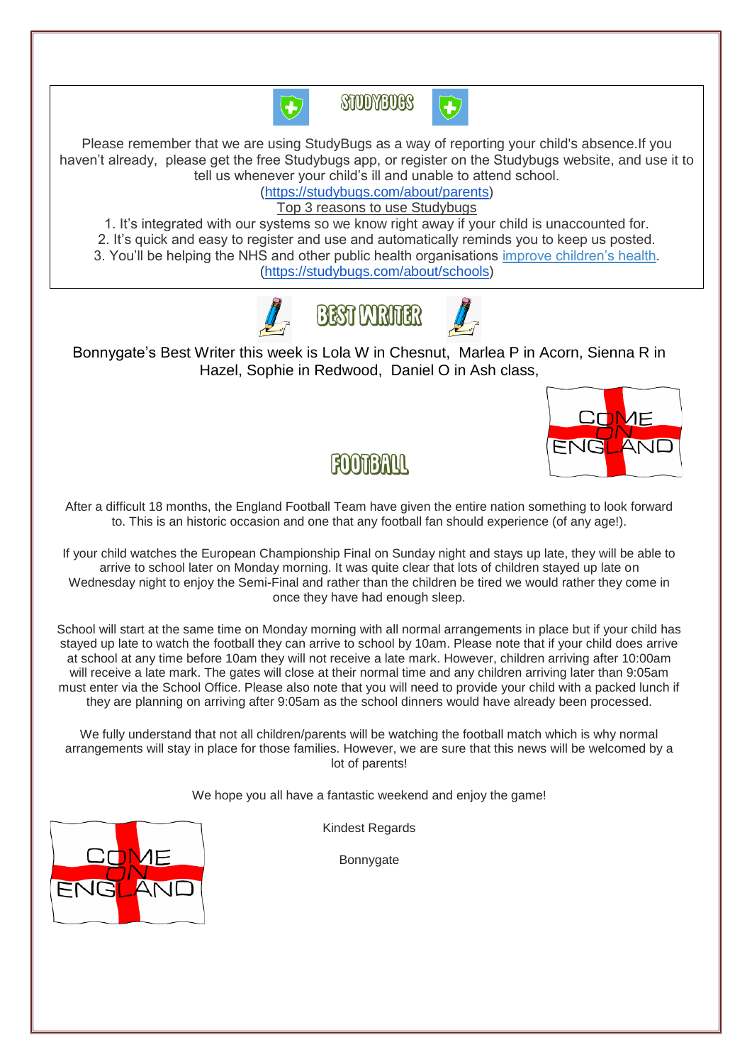## STUDYBUGS

Please remember that we are using StudyBugs as a way of reporting your child's absence.If you haven't already, please get the free Studybugs app, or register on the Studybugs website, and use it to tell us whenever your child's ill and unable to attend school.

(https://studybugs.com/about/parents)

Top 3 reasons to use Studybugs

1. It's integrated with our systems so we know right away if your child is unaccounted for.
2. It's quick and easy to register and use and automatically reminds you to keep us posted.
3. You'll be helping the NHS and other public health organisations improve children's health.

(https://studybugs.com/about/schools)

## BEST WRITER

Bonnygate's Best Writer this week is Lola W in Chesnut, Marlea P in Acorn, Sienna R in Hazel, Sophie in Redwood, Daniel O in Ash class,

COME ON ENGLAND

## FOOTBALL

After a difficult 18 months, the England Football Team have given the entire nation something to look forward to. This is an historic occasion and one that any football fan should experience (of any age!).

If your child watches the European Championship Final on Sunday night and stays up late, they will be able to arrive to school later on Monday morning. It was quite clear that lots of children stayed up late on Wednesday night to enjoy the Semi-Final and rather than the children be tired we would rather they come in once they have had enough sleep.

School will start at the same time on Monday morning with all normal arrangements in place but if your child has stayed up late to watch the football they can arrive to school by 10am. Please note that if your child does arrive at school at any time before 10am they will not receive a late mark. However, children arriving after 10:00am will receive a late mark. The gates will close at their normal time and any children arriving later than 9:05am must enter via the School Office. Please also note that you will need to provide your child with a packed lunch if they are planning on arriving after 9:05am as the school dinners would have already been processed.

We fully understand that not all children/parents will be watching the football match which is why normal arrangements will stay in place for those families. However, we are sure that this news will be welcomed by a lot of parents!

We hope you all have a fantastic weekend and enjoy the game!

Kindest Regards

Bonnygate

COME ON ENGLAND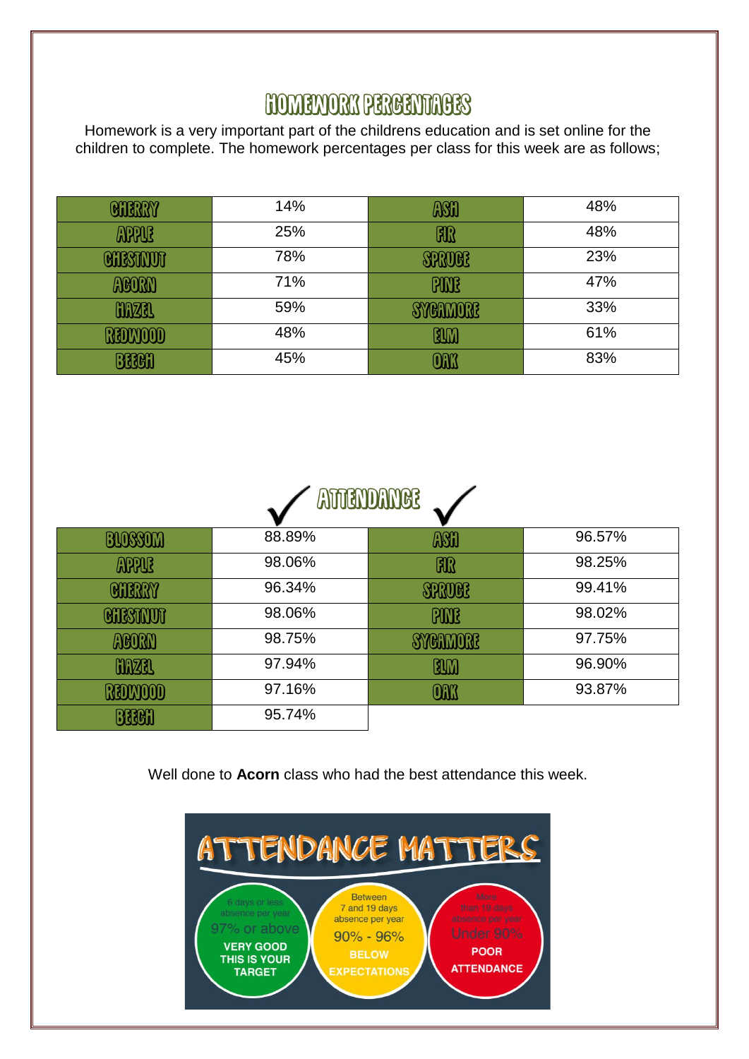## HOMEWORK PERCENTAGES

Homework is a very important part of the childrens education and is set online for the children to complete. The homework percentages per class for this week are as follows;

| Class | % | Class | % |
|---|---|---|---|
| CHERRY | 14% | ASH | 48% |
| APPLE | 25% | FIR | 48% |
| CHESTNUT | 78% | SPRUCE | 23% |
| ACORN | 71% | PINE | 47% |
| HAZEL | 59% | SYCAMORE | 33% |
| REDWOOD | 48% | ELM | 61% |
| BEECH | 45% | OAK | 83% |

## ATTENDANCE

| Class | % | Class | % |
|---|---|---|---|
| BLOSSOM | 88.89% | ASH | 96.57% |
| APPLE | 98.06% | FIR | 98.25% |
| CHERRY | 96.34% | SPRUCE | 99.41% |
| CHESTNUT | 98.06% | PINE | 98.02% |
| ACORN | 98.75% | SYCAMORE | 97.75% |
| HAZEL | 97.94% | ELM | 96.90% |
| REDWOOD | 97.16% | OAK | 93.87% |
| BEECH | 95.74% | | |

Well done to **Acorn** class who had the best attendance this week.

## ATTENDANCE MATTERS

- 6 days or less absence per year — 97% or above — **VERY GOOD THIS IS YOUR TARGET**
- Between 7 and 19 days absence per year — 90% - 96% — **BELOW EXPECTATIONS**
- More than 19 days absence per year — Under 90% — **POOR ATTENDANCE**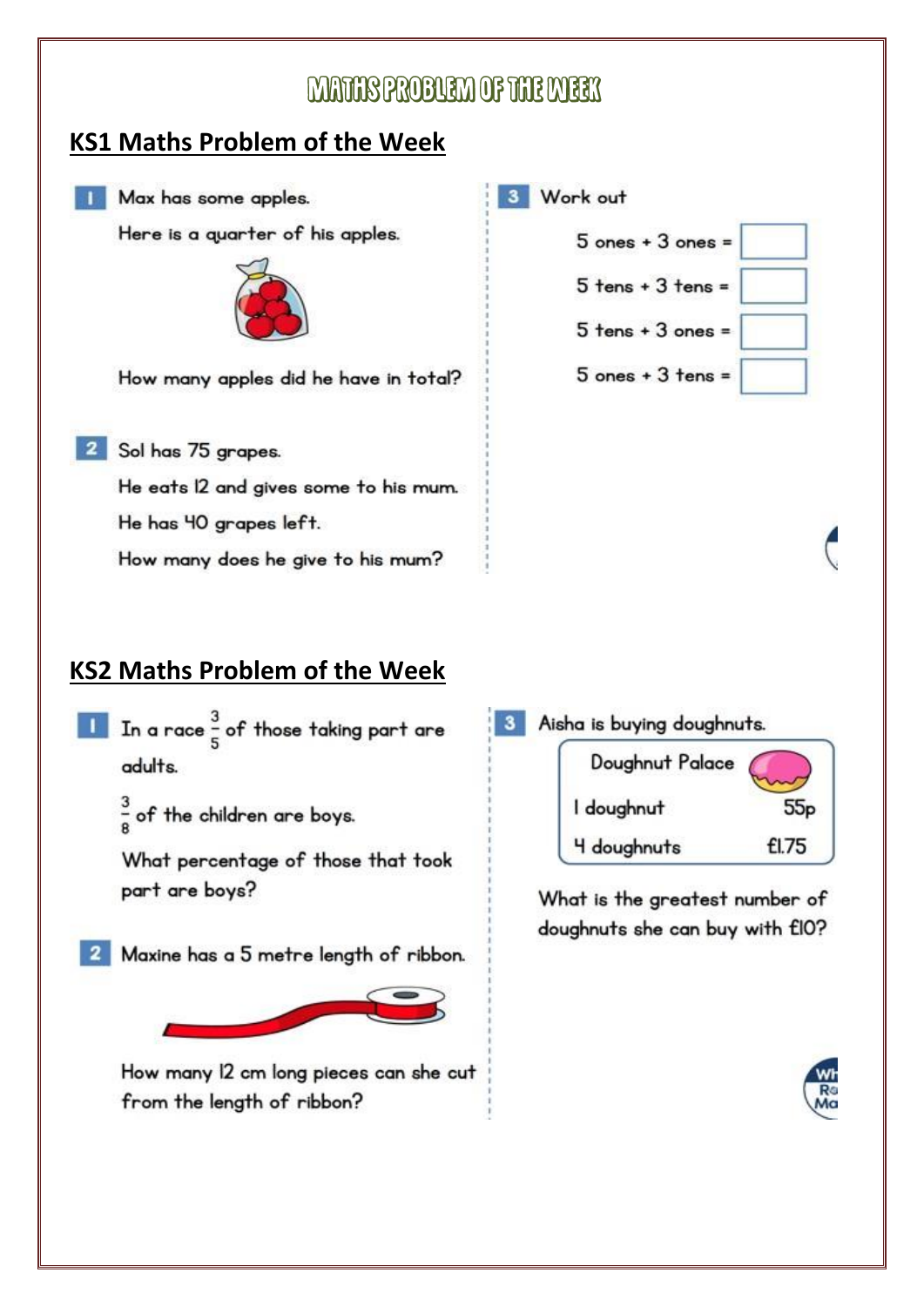# MATHS PROBLEM OF THE WEEK

## KS1 Maths Problem of the Week

**1** Max has some apples.

Here is a quarter of his apples.

How many apples did he have in total?

**2** Sol has 75 grapes.

He eats 12 and gives some to his mum.

He has 40 grapes left.

How many does he give to his mum?

**3** Work out

5 ones + 3 ones = ☐

5 tens + 3 tens = ☐

5 tens + 3 ones = ☐

5 ones + 3 tens = ☐

## KS2 Maths Problem of the Week

**1** In a race $\frac{3}{5}$ of those taking part are adults.

$\frac{3}{8}$ of the children are boys.

What percentage of those that took part are boys?

**2** Maxine has a 5 metre length of ribbon.

How many 12 cm long pieces can she cut from the length of ribbon?

**3** Aisha is buying doughnuts.

| Doughnut Palace | |
|---|---|
| 1 doughnut | 55p |
| 4 doughnuts | £1.75 |

What is the greatest number of doughnuts she can buy with £10?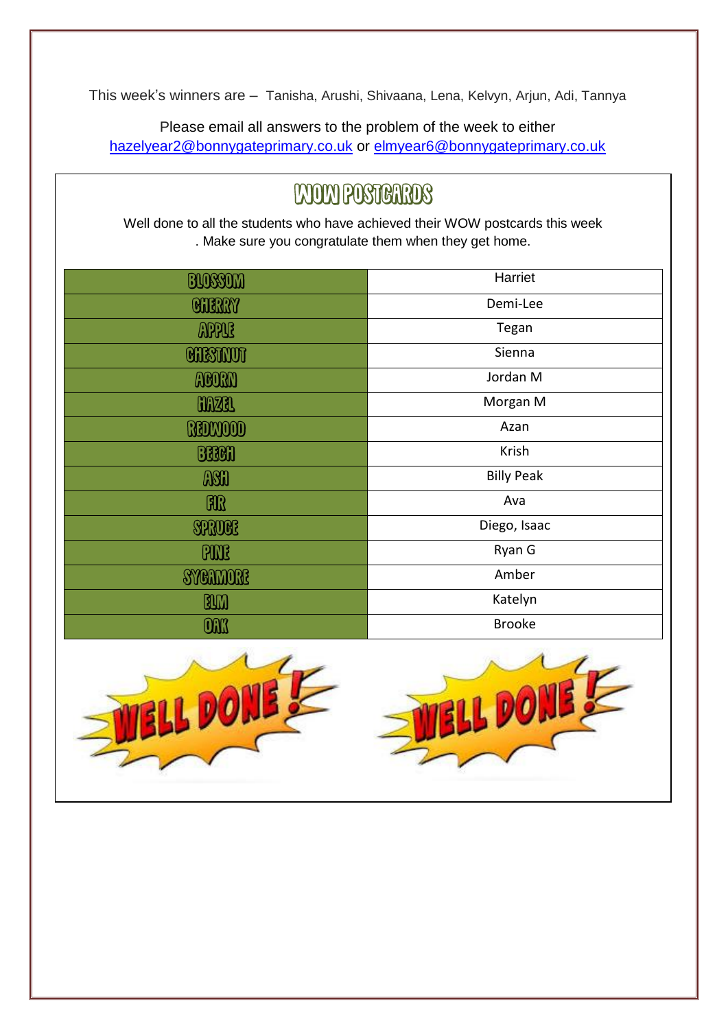This week's winners are – Tanisha, Arushi, Shivaana, Lena, Kelvyn, Arjun, Adi, Tannya

Please email all answers to the problem of the week to either hazelyear2@bonnygateprimary.co.uk or elmyear6@bonnygateprimary.co.uk

## WOW POSTCARDS

Well done to all the students who have achieved their WOW postcards this week . Make sure you congratulate them when they get home.

| Class | Name |
| --- | --- |
| BLOSSOM | Harriet |
| CHERRY | Demi-Lee |
| APPLE | Tegan |
| CHESTNUT | Sienna |
| ACORN | Jordan M |
| HAZEL | Morgan M |
| REDWOOD | Azan |
| BEECH | Krish |
| ASH | Billy Peak |
| FIR | Ava |
| SPRUCE | Diego, Isaac |
| PINE | Ryan G |
| SYCAMORE | Amber |
| ELM | Katelyn |
| OAK | Brooke |

WELL DONE!

WELL DONE!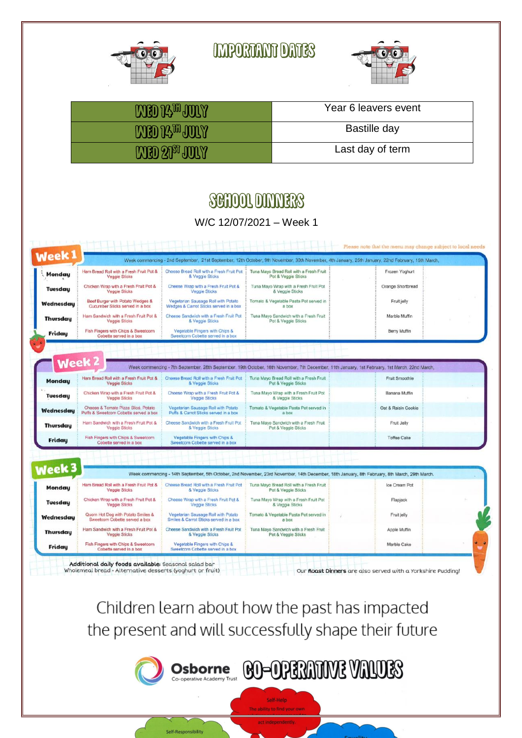# IMPORTANT DATES

| | |
|---|---|
| WED 14TH JULY | Year 6 leavers event |
| WED 14TH JULY | Bastille day |
| WED 21ST JULY | Last day of term |

# SCHOOL DINNERS

W/C 12/07/2021 – Week 1

Please note that the menu may change subject to local needs

## Week 1

Week commencing - 2nd September, 21st September, 12th October, 9th November, 30th November, 4th January, 25th January, 22nd February, 15th March,

| | | | | | |
|---|---|---|---|---|---|
| Monday | Ham Bread Roll with a Fresh Fruit Pot & Veggie Sticks | Cheese Bread Roll with a Fresh Fruit Pot & Veggie Sticks | Tuna Mayo Bread Roll with a Fresh Fruit Pot & Veggie Sticks | | Frozen Yoghurt |
| Tuesday | Chicken Wrap with a Fresh Fruit Pot & Veggie Sticks | Cheese Wrap with a Fresh Fruit Pot & Veggie Sticks | Tuna Mayo Wrap with a Fresh Fruit Pot & Veggie Sticks | | Orange Shortbread |
| Wednesday | Beef Burger with Potato Wedges & Cucumber Sticks served in a box | Vegetarian Sausage Roll with Potato Wedges & Carrot Sticks served in a box | Tomato & Vegetable Pasta Pot served in a box | | Fruit jelly |
| Thursday | Ham Sandwich with a Fresh Fruit Pot & Veggie Sticks | Cheese Sandwich with a Fresh Fruit Pot & Veggie Sticks | Tuna Mayo Sandwich with a Fresh Fruit Pot & Veggie Sticks | | Marble Muffin |
| Friday | Fish Fingers with Chips & Sweetcorn Cobette served in a box | Vegetable Fingers with Chips & Sweetcorn Cobette served in a box | | | Berry Muffin |

## Week 2

Week commencing - 7th September, 28th September, 19th October, 16th November, 7th December, 11th January, 1st February, 1st March, 22nd March,

| | | | | | |
|---|---|---|---|---|---|
| Monday | Ham Bread Roll with a Fresh Fruit Pot & Veggie Sticks | Cheese Bread Roll with a Fresh Fruit Pot & Veggie Sticks | Tuna Mayo Bread Roll with a Fresh Fruit Pot & Veggie Sticks | | Fruit Smoothie |
| Tuesday | Chicken Wrap with a Fresh Fruit Pot & Veggie Sticks | Cheese Wrap with a Fresh Fruit Pot & Veggie Sticks | Tuna Mayo Wrap with a Fresh Fruit Pot & Veggie Sticks | | Banana Muffin |
| Wednesday | Cheese & Tomato Pizza Slice, Potato Puffs & Sweetcorn Cobette served in a box | Vegetarian Sausage Roll with Potato Puffs & Carrot Sticks served in a box | Tomato & Vegetable Pasta Pot served in a box | | Oat & Raisin Cookie |
| Thursday | Ham Sandwich with a Fresh Fruit Pot & Veggie Sticks | Cheese Sandwich with a Fresh Fruit Pot & Veggie Sticks | Tuna Mayo Sandwich with a Fresh Fruit Pot & Veggie Sticks | | Fruit Jelly |
| Friday | Fish Fingers with Chips & Sweetcorn Cobette served in a box | Vegetable Fingers with Chips & Sweetcorn Cobette served in a box | | | Toffee Cake |

## Week 3

Week commencing - 14th September, 5th October, 2nd November, 23rd November, 14th December, 18th January, 8th February, 8th March, 29th March.

| | | | | | |
|---|---|---|---|---|---|
| Monday | Ham Bread Roll with a Fresh Fruit Pot & Veggie Sticks | Cheese Bread Roll with a Fresh Fruit Pot & Veggie Sticks | Tuna Mayo Bread Roll with a Fresh Fruit Pot & Veggie Sticks | | Ice Cream Pot |
| Tuesday | Chicken Wrap with a Fresh Fruit Pot & Veggie Sticks | Cheese Wrap with a Fresh Fruit Pot & Veggie Sticks | Tuna Mayo Wrap with a Fresh Fruit Pot & Veggie Sticks | | Flapjack |
| Wednesday | Quorn Hot Dog with Potato Smiles & Sweetcorn Cobette served a box | Vegetarian Sausage Roll with Potato Smiles & Carrot Sticks served in a box | Tomato & Vegetable Pasta Pot served in a box | | Fruit jelly |
| Thursday | Ham Sandwich with a Fresh Fruit Pot & Veggie Sticks | Cheese Sandwich with a Fresh Fruit Pot & Veggie Sticks | Tuna Mayo Sandwich with a Fresh Fruit Pot & Veggie Sticks | | Apple Muffin |
| Friday | Fish Fingers with Chips & Sweetcorn Cobette served in a box | Vegetable Fingers with Chips & Sweetcorn Cobette served in a box | | | Marble Cake |

**Additional daily foods available:** Seasonal salad bar
Wholemeal bread · Alternative desserts (yoghurt or fruit)

Our **Roast Dinners** are also served with a Yorkshire Pudding!

Children learn about how the past has impacted the present and will successfully shape their future

Osborne Co-operative Academy Trust

# CO-OPERATIVE VALUES

Self-Help
The ability to find your own ... act independently.

Self-Responsibility

Equality